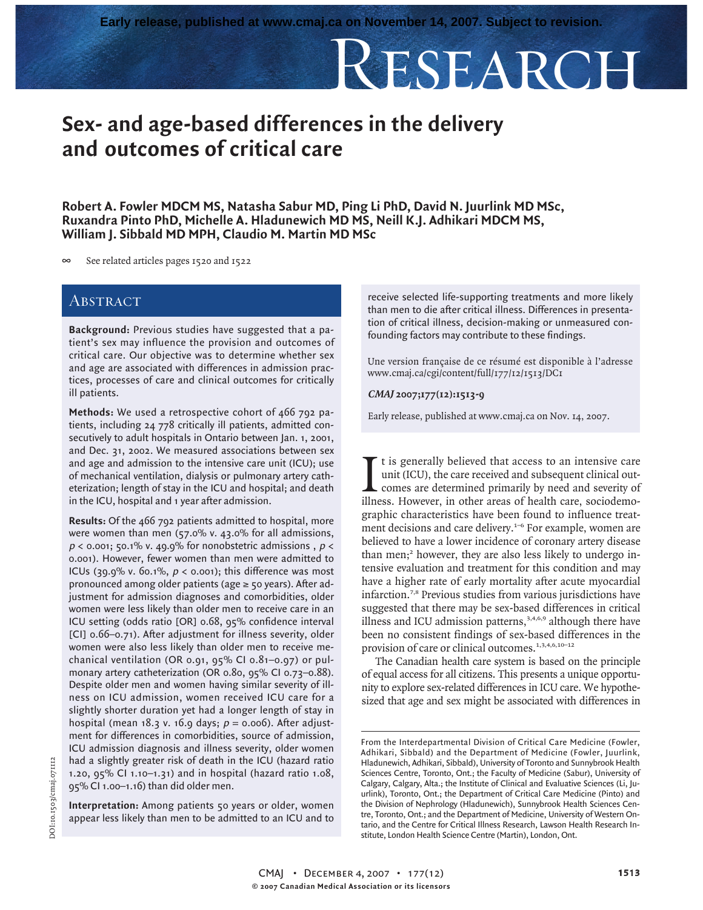Early release, published at www.cmaj.ca on November 14, 2007. Subject to revision.

# Sex- and age-based differences in the delivery and outcomes of critical care

**Robert A. Fowler MDCM MS, Natasha Sabur MD, Ping Li PhD, David N. Juurlink MD MSc, Ruxandra Pinto PhD, Michelle A. Hladunewich MD MS, Neill K.J. Adhikari MDCM MS, William J. Sibbald MD MPH, Claudio M. Martin MD MSc**

∞ See related articles pages 1520 and 1522

## Abstract

**Background:** Previous studies have suggested that a patient's sex may influence the provision and outcomes of critical care. Our objective was to determine whether sex and age are associated with differences in admission practices, processes of care and clinical outcomes for critically ill patients.

**Methods:** We used a retrospective cohort of 466 792 patients, including 24 778 critically ill patients, admitted consecutively to adult hospitals in Ontario between Jan. 1, 2001, and Dec. 31, 2002. We measured associations between sex and age and admission to the intensive care unit (ICU); use of mechanical ventilation, dialysis or pulmonary artery catheterization; length of stay in the ICU and hospital; and death in the ICU, hospital and 1 year after admission.

**Results:** Of the 466 792 patients admitted to hospital, more were women than men (57.0% v. 43.0% for all admissions, $p < 0.001$; 50.1% v. 49.9% for nonobstetric admissions , $p < 0.001$). However, fewer women than men were admitted to ICUs (39.9% v. 60.1%, $p < 0.001$); this difference was most pronounced among older patients (age ≥ 50 years). After adjustment for admission diagnoses and comorbidities, older women were less likely than older men to receive care in an ICU setting (odds ratio [OR] 0.68, 95% confidence interval [CI] 0.66–0.71). After adjustment for illness severity, older women were also less likely than older men to receive mechanical ventilation (OR 0.91, 95% CI 0.81–0.97) or pulmonary artery catheterization (OR 0.80, 95% CI 0.73–0.88). Despite older men and women having similar severity of illness on ICU admission, women received ICU care for a slightly shorter duration yet had a longer length of stay in hospital (mean 18.3 v. 16.9 days; $p = 0.006$). After adjustment for differences in comorbidities, source of admission, ICU admission diagnosis and illness severity, older women had a slightly greater risk of death in the ICU (hazard ratio 1.20, 95% CI 1.10–1.31) and in hospital (hazard ratio 1.08, 95% CI 1.00–1.16) than did older men.

**Interpretation:** Among patients 50 years or older, women appear less likely than men to be admitted to an ICU and to receive selected life-supporting treatments and more likely than men to die after critical illness. Differences in presentation of critical illness, decision-making or unmeasured confounding factors may contribute to these findings.

Une version française de ce résumé est disponible à l'adresse www.cmaj.ca/cgi/content/full/177/12/1513/DC1

*CMAJ* **2007;177(12):1513-9**

Early release, published at www.cmaj.ca on Nov. 14, 2007.

It is generally believed that access to an intensive care unit (ICU), the care received and subsequent clinical outcomes are determined primarily by need and severity of illness. However, in other areas of health care, sociodemographic characteristics have been found to influence treatment decisions and care delivery.[1–6] For example, women are believed to have a lower incidence of coronary artery disease than men;[2] however, they are also less likely to undergo intensive evaluation and treatment for this condition and may have a higher rate of early mortality after acute myocardial infarction.[7,8] Previous studies from various jurisdictions have suggested that there may be sex-based differences in critical illness and ICU admission patterns,[3,4,6,9] although there have been no consistent findings of sex-based differences in the provision of care or clinical outcomes.[1,3,4,6,10–12]

The Canadian health care system is based on the principle of equal access for all citizens. This presents a unique opportunity to explore sex-related differences in ICU care. We hypothesized that age and sex might be associated with differences in

From the Interdepartmental Division of Critical Care Medicine (Fowler, Adhikari, Sibbald) and the Department of Medicine (Fowler, Juurlink, Hladunewich, Adhikari, Sibbald), University of Toronto and Sunnybrook Health Sciences Centre, Toronto, Ont.; the Faculty of Medicine (Sabur), University of Calgary, Calgary, Alta.; the Institute of Clinical and Evaluative Sciences (Li, Juurlink), Toronto, Ont.; the Department of Critical Care Medicine (Pinto) and the Division of Nephrology (Hladunewich), Sunnybrook Health Sciences Centre, Toronto, Ont.; and the Department of Medicine, University of Western Ontario, and the Centre for Critical Illness Research, Lawson Health Research Institute, London Health Science Centre (Martin), London, Ont.

DOI:10.1503/cmaj.071112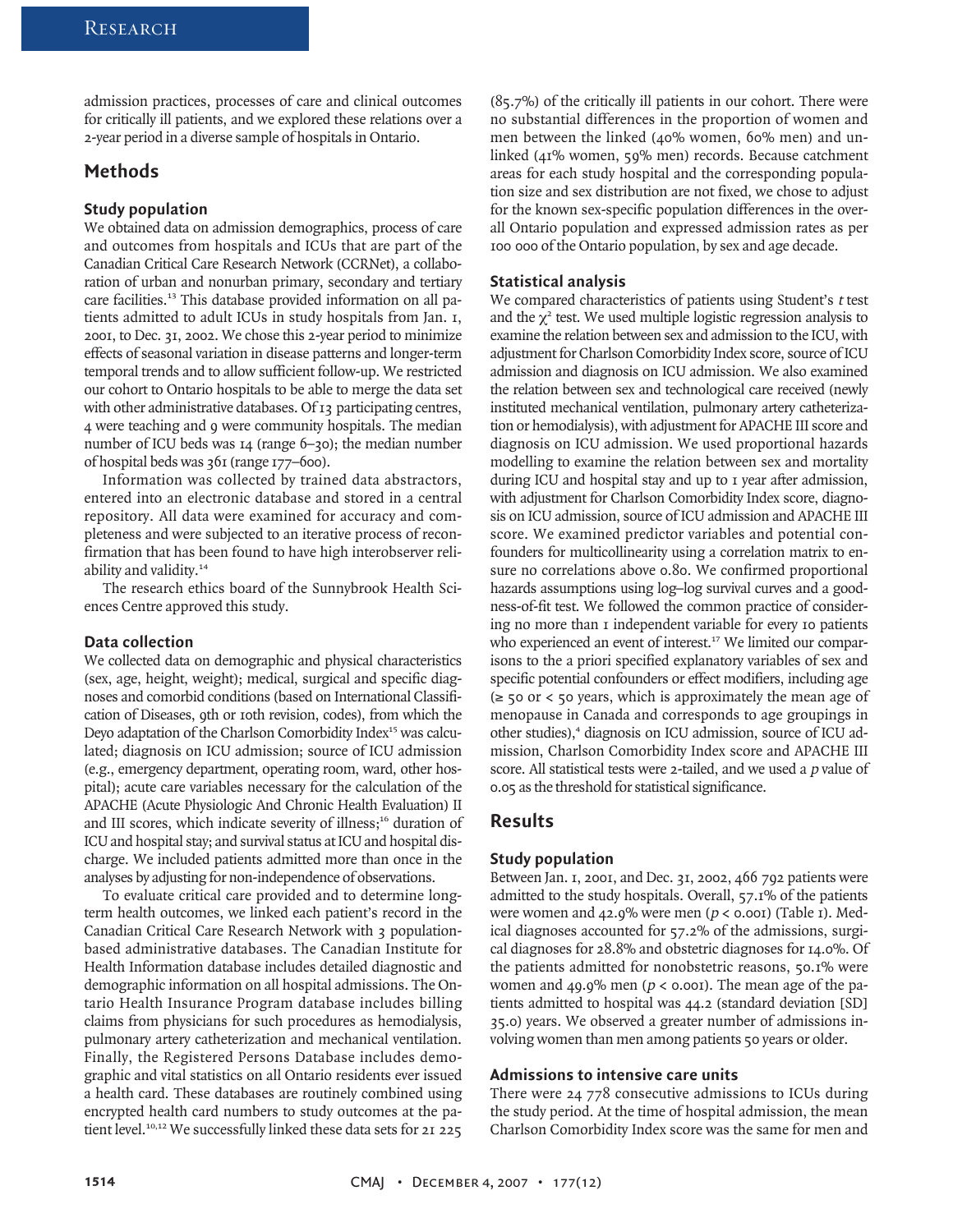admission practices, processes of care and clinical outcomes for critically ill patients, and we explored these relations over a 2-year period in a diverse sample of hospitals in Ontario.

## Methods

### Study population

We obtained data on admission demographics, process of care and outcomes from hospitals and ICUs that are part of the Canadian Critical Care Research Network (CCRNet), a collaboration of urban and nonurban primary, secondary and tertiary care facilities.[13] This database provided information on all patients admitted to adult ICUs in study hospitals from Jan. 1, 2001, to Dec. 31, 2002. We chose this 2-year period to minimize effects of seasonal variation in disease patterns and longer-term temporal trends and to allow sufficient follow-up. We restricted our cohort to Ontario hospitals to be able to merge the data set with other administrative databases. Of 13 participating centres, 4 were teaching and 9 were community hospitals. The median number of ICU beds was 14 (range 6–30); the median number of hospital beds was 361 (range 177–600).

Information was collected by trained data abstractors, entered into an electronic database and stored in a central repository. All data were examined for accuracy and completeness and were subjected to an iterative process of reconfirmation that has been found to have high interobserver reliability and validity.[14]

The research ethics board of the Sunnybrook Health Sciences Centre approved this study.

### Data collection

We collected data on demographic and physical characteristics (sex, age, height, weight); medical, surgical and specific diagnoses and comorbid conditions (based on International Classification of Diseases, 9th or 10th revision, codes), from which the Deyo adaptation of the Charlson Comorbidity Index[15] was calculated; diagnosis on ICU admission; source of ICU admission (e.g., emergency department, operating room, ward, other hospital); acute care variables necessary for the calculation of the APACHE (Acute Physiologic And Chronic Health Evaluation) II and III scores, which indicate severity of illness;[16] duration of ICU and hospital stay; and survival status at ICU and hospital discharge. We included patients admitted more than once in the analyses by adjusting for non-independence of observations.

To evaluate critical care provided and to determine long-term health outcomes, we linked each patient's record in the Canadian Critical Care Research Network with 3 population-based administrative databases. The Canadian Institute for Health Information database includes detailed diagnostic and demographic information on all hospital admissions. The Ontario Health Insurance Program database includes billing claims from physicians for such procedures as hemodialysis, pulmonary artery catheterization and mechanical ventilation. Finally, the Registered Persons Database includes demographic and vital statistics on all Ontario residents ever issued a health card. These databases are routinely combined using encrypted health card numbers to study outcomes at the patient level.[10,12] We successfully linked these data sets for 21 225 (85.7%) of the critically ill patients in our cohort. There were no substantial differences in the proportion of women and men between the linked (40% women, 60% men) and unlinked (41% women, 59% men) records. Because catchment areas for each study hospital and the corresponding population size and sex distribution are not fixed, we chose to adjust for the known sex-specific population differences in the overall Ontario population and expressed admission rates as per 100 000 of the Ontario population, by sex and age decade.

### Statistical analysis

We compared characteristics of patients using Student's *t* test and the $\chi^2$ test. We used multiple logistic regression analysis to examine the relation between sex and admission to the ICU, with adjustment for Charlson Comorbidity Index score, source of ICU admission and diagnosis on ICU admission. We also examined the relation between sex and technological care received (newly instituted mechanical ventilation, pulmonary artery catheterization or hemodialysis), with adjustment for APACHE III score and diagnosis on ICU admission. We used proportional hazards modelling to examine the relation between sex and mortality during ICU and hospital stay and up to 1 year after admission, with adjustment for Charlson Comorbidity Index score, diagnosis on ICU admission, source of ICU admission and APACHE III score. We examined predictor variables and potential confounders for multicollinearity using a correlation matrix to ensure no correlations above 0.80. We confirmed proportional hazards assumptions using log–log survival curves and a goodness-of-fit test. We followed the common practice of considering no more than 1 independent variable for every 10 patients who experienced an event of interest.[17] We limited our comparisons to the a priori specified explanatory variables of sex and specific potential confounders or effect modifiers, including age (≥ 50 or < 50 years, which is approximately the mean age of menopause in Canada and corresponds to age groupings in other studies),[4] diagnosis on ICU admission, source of ICU admission, Charlson Comorbidity Index score and APACHE III score. All statistical tests were 2-tailed, and we used a *p* value of 0.05 as the threshold for statistical significance.

## Results

### Study population

Between Jan. 1, 2001, and Dec. 31, 2002, 466 792 patients were admitted to the study hospitals. Overall, 57.1% of the patients were women and 42.9% were men ($p < 0.001$) (Table 1). Medical diagnoses accounted for 57.2% of the admissions, surgical diagnoses for 28.8% and obstetric diagnoses for 14.0%. Of the patients admitted for nonobstetric reasons, 50.1% were women and 49.9% men ($p < 0.001$). The mean age of the patients admitted to hospital was 44.2 (standard deviation [SD] 35.0) years. We observed a greater number of admissions involving women than men among patients 50 years or older.

### Admissions to intensive care units

There were 24 778 consecutive admissions to ICUs during the study period. At the time of hospital admission, the mean Charlson Comorbidity Index score was the same for men and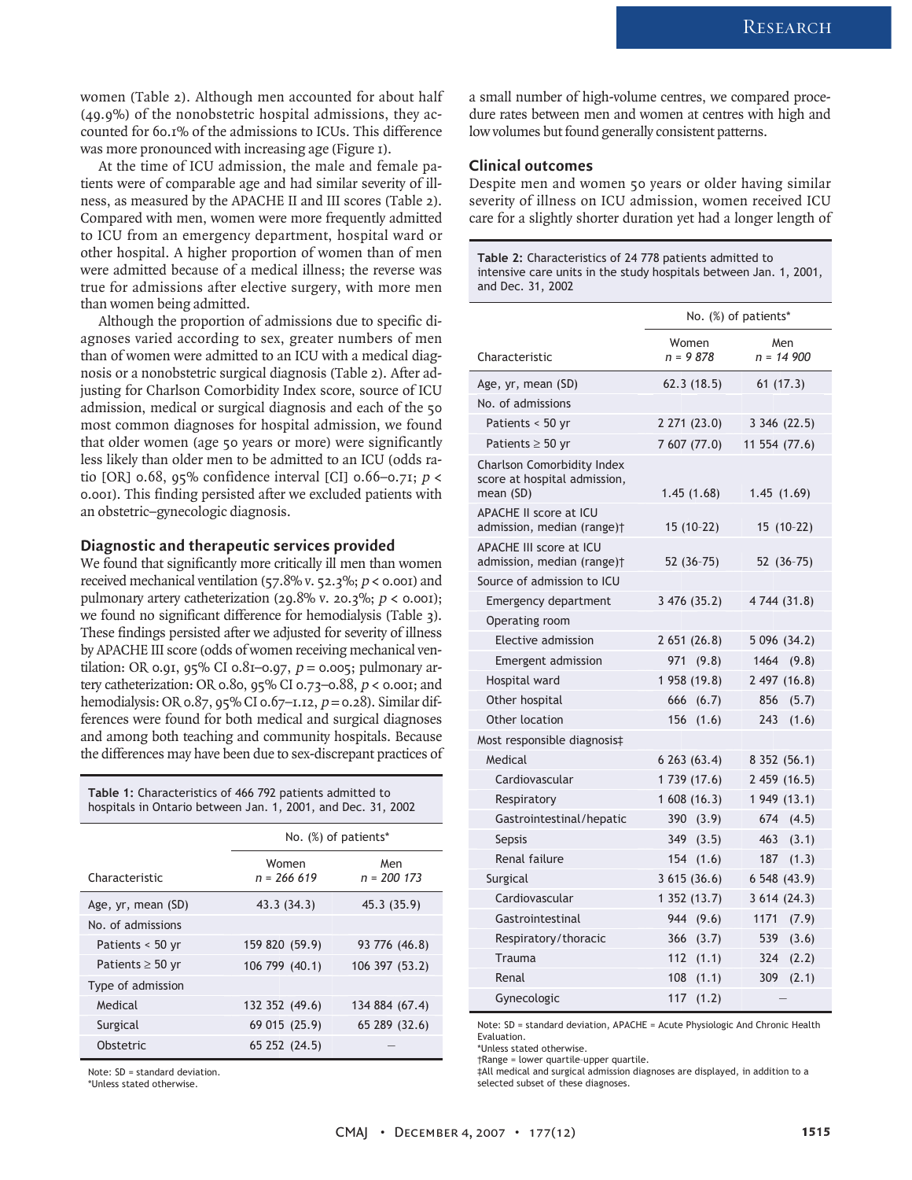women (Table 2). Although men accounted for about half (49.9%) of the nonobstetric hospital admissions, they accounted for 60.1% of the admissions to ICUs. This difference was more pronounced with increasing age (Figure 1).

At the time of ICU admission, the male and female patients were of comparable age and had similar severity of illness, as measured by the APACHE II and III scores (Table 2). Compared with men, women were more frequently admitted to ICU from an emergency department, hospital ward or other hospital. A higher proportion of women than of men were admitted because of a medical illness; the reverse was true for admissions after elective surgery, with more men than women being admitted.

Although the proportion of admissions due to specific diagnoses varied according to sex, greater numbers of men than of women were admitted to an ICU with a medical diagnosis or a nonobstetric surgical diagnosis (Table 2). After adjusting for Charlson Comorbidity Index score, source of ICU admission, medical or surgical diagnosis and each of the 50 most common diagnoses for hospital admission, we found that older women (age 50 years or more) were significantly less likely than older men to be admitted to an ICU (odds ratio [OR] 0.68, 95% confidence interval [CI] 0.66–0.71; $p < 0.001$). This finding persisted after we excluded patients with an obstetric–gynecologic diagnosis.

### Diagnostic and therapeutic services provided

We found that significantly more critically ill men than women received mechanical ventilation (57.8% v. 52.3%; $p < 0.001$) and pulmonary artery catheterization (29.8% v. 20.3%; $p < 0.001$); we found no significant difference for hemodialysis (Table 3). These findings persisted after we adjusted for severity of illness by APACHE III score (odds of women receiving mechanical ventilation: OR 0.91, 95% CI 0.81–0.97, $p = 0.005$; pulmonary artery catheterization: OR 0.80, 95% CI 0.73–0.88, $p < 0.001$; and hemodialysis: OR 0.87, 95% CI 0.67–1.12, $p = 0.28$). Similar differences were found for both medical and surgical diagnoses and among both teaching and community hospitals. Because the differences may have been due to sex-discrepant practices of a small number of high-volume centres, we compared procedure rates between men and women at centres with high and low volumes but found generally consistent patterns.

### Clinical outcomes

Despite men and women 50 years or older having similar severity of illness on ICU admission, women received ICU care for a slightly shorter duration yet had a longer length of

**Table 1:** Characteristics of 466 792 patients admitted to hospitals in Ontario between Jan. 1, 2001, and Dec. 31, 2002

| Characteristic | No. (%) of patients* | |
|---|---|---|
| | Women n = 266 619 | Men n = 200 173 |
| Age, yr, mean (SD) | 43.3 (34.3) | 45.3 (35.9) |
| No. of admissions | | |
| Patients < 50 yr | 159 820 (59.9) | 93 776 (46.8) |
| Patients ≥ 50 yr | 106 799 (40.1) | 106 397 (53.2) |
| Type of admission | | |
| Medical | 132 352 (49.6) | 134 884 (67.4) |
| Surgical | 69 015 (25.9) | 65 289 (32.6) |
| Obstetric | 65 252 (24.5) | — |

Note: SD = standard deviation.
*Unless stated otherwise.

**Table 2:** Characteristics of 24 778 patients admitted to intensive care units in the study hospitals between Jan. 1, 2001, and Dec. 31, 2002

| Characteristic | No. (%) of patients* | |
|---|---|---|
| | Women n = 9 878 | Men n = 14 900 |
| Age, yr, mean (SD) | 62.3 (18.5) | 61 (17.3) |
| No. of admissions | | |
| Patients < 50 yr | 2 271 (23.0) | 3 346 (22.5) |
| Patients ≥ 50 yr | 7 607 (77.0) | 11 554 (77.6) |
| Charlson Comorbidity Index score at hospital admission, mean (SD) | 1.45 (1.68) | 1.45 (1.69) |
| APACHE II score at ICU admission, median (range)† | 15 (10–22) | 15 (10–22) |
| APACHE III score at ICU admission, median (range)† | 52 (36–75) | 52 (36–75) |
| Source of admission to ICU | | |
| Emergency department | 3 476 (35.2) | 4 744 (31.8) |
| Operating room | | |
| Elective admission | 2 651 (26.8) | 5 096 (34.2) |
| Emergent admission | 971 (9.8) | 1464 (9.8) |
| Hospital ward | 1 958 (19.8) | 2 497 (16.8) |
| Other hospital | 666 (6.7) | 856 (5.7) |
| Other location | 156 (1.6) | 243 (1.6) |
| Most responsible diagnosis‡ | | |
| Medical | 6 263 (63.4) | 8 352 (56.1) |
| Cardiovascular | 1 739 (17.6) | 2 459 (16.5) |
| Respiratory | 1 608 (16.3) | 1 949 (13.1) |
| Gastrointestinal/hepatic | 390 (3.9) | 674 (4.5) |
| Sepsis | 349 (3.5) | 463 (3.1) |
| Renal failure | 154 (1.6) | 187 (1.3) |
| Surgical | 3 615 (36.6) | 6 548 (43.9) |
| Cardiovascular | 1 352 (13.7) | 3 614 (24.3) |
| Gastrointestinal | 944 (9.6) | 1171 (7.9) |
| Respiratory/thoracic | 366 (3.7) | 539 (3.6) |
| Trauma | 112 (1.1) | 324 (2.2) |
| Renal | 108 (1.1) | 309 (2.1) |
| Gynecologic | 117 (1.2) | — |

Note: SD = standard deviation, APACHE = Acute Physiologic And Chronic Health Evaluation.
*Unless stated otherwise.
†Range = lower quartile-upper quartile.
‡All medical and surgical admission diagnoses are displayed, in addition to a selected subset of these diagnoses.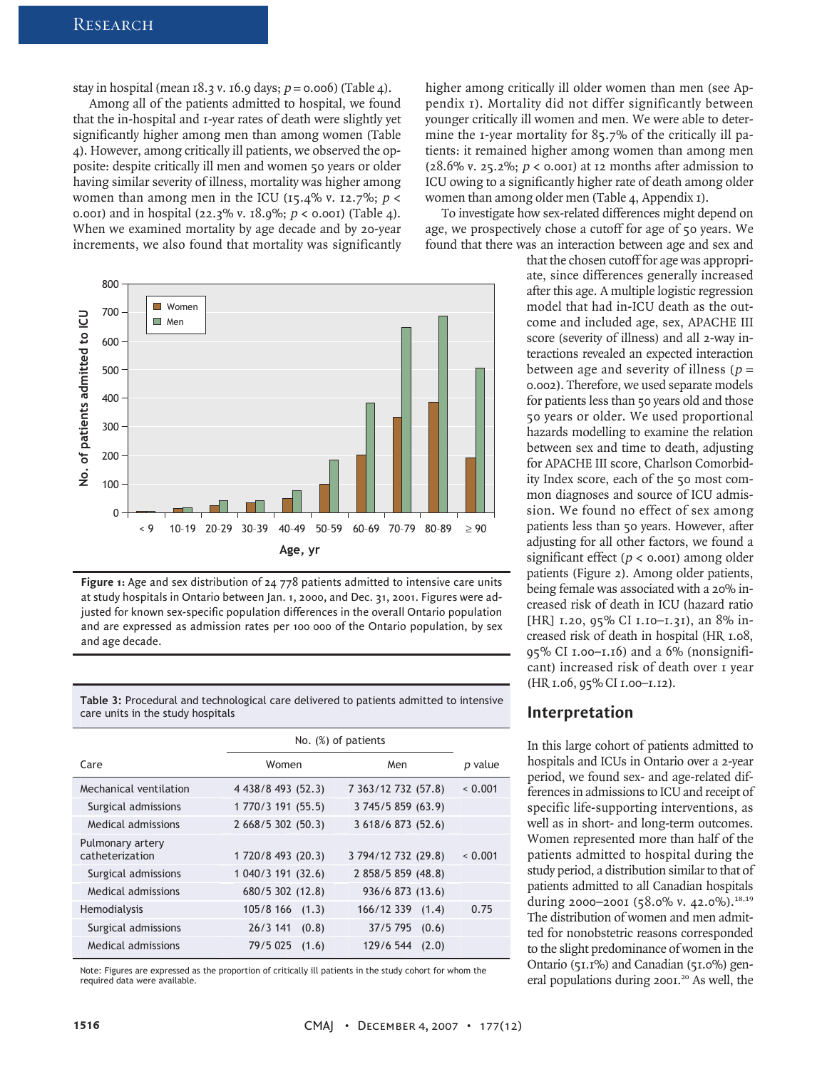stay in hospital (mean 18.3 v. 16.9 days; $p = 0.006$) (Table 4).

Among all of the patients admitted to hospital, we found that the in-hospital and 1-year rates of death were slightly yet significantly higher among men than among women (Table 4). However, among critically ill patients, we observed the opposite: despite critically ill men and women 50 years or older having similar severity of illness, mortality was higher among women than among men in the ICU (15.4% v. 12.7%; $p < 0.001$) and in hospital (22.3% v. 18.9%; $p < 0.001$) (Table 4). When we examined mortality by age decade and by 20-year increments, we also found that mortality was significantly higher among critically ill older women than men (see Appendix 1). Mortality did not differ significantly between younger critically ill women and men. We were able to determine the 1-year mortality for 85.7% of the critically ill patients: it remained higher among women than among men (28.6% v. 25.2%; $p < 0.001$) at 12 months after admission to ICU owing to a significantly higher rate of death among older women than among older men (Table 4, Appendix 1).

To investigate how sex-related differences might depend on age, we prospectively chose a cutoff for age of 50 years. We found that there was an interaction between age and sex and that the chosen cutoff for age was appropriate, since differences generally increased after this age. A multiple logistic regression model that had in-ICU death as the outcome and included age, sex, APACHE III score (severity of illness) and all 2-way interactions revealed an expected interaction between age and severity of illness ($p = 0.002$). Therefore, we used separate models for patients less than 50 years old and those 50 years or older. We used proportional hazards modelling to examine the relation between sex and time to death, adjusting for APACHE III score, Charlson Comorbidity Index score, each of the 50 most common diagnoses and source of ICU admission. We found no effect of sex among patients less than 50 years. However, after adjusting for all other factors, we found a significant effect ($p < 0.001$) among older patients (Figure 2). Among older patients, being female was associated with a 20% increased risk of death in ICU (hazard ratio [HR] 1.20, 95% CI 1.10–1.31), an 8% increased risk of death in hospital (HR 1.08, 95% CI 1.00–1.16) and a 6% (nonsignificant) increased risk of death over 1 year (HR 1.06, 95% CI 1.00–1.12).

**Figure 1:** Age and sex distribution of 24 778 patients admitted to intensive care units at study hospitals in Ontario between Jan. 1, 2000, and Dec. 31, 2001. Figures were adjusted for known sex-specific population differences in the overall Ontario population and are expressed as admission rates per 100 000 of the Ontario population, by sex and age decade.

**Table 3:** Procedural and technological care delivered to patients admitted to intensive care units in the study hospitals

| Care | No. (%) of patients | | p value |
|---|---|---|---|
| | Women | Men | |
| Mechanical ventilation | 4 438/8 493 (52.3) | 7 363/12 732 (57.8) | < 0.001 |
| Surgical admissions | 1 770/3 191 (55.5) | 3 745/5 859 (63.9) | |
| Medical admissions | 2 668/5 302 (50.3) | 3 618/6 873 (52.6) | |
| Pulmonary artery catheterization | 1 720/8 493 (20.3) | 3 794/12 732 (29.8) | < 0.001 |
| Surgical admissions | 1 040/3 191 (32.6) | 2 858/5 859 (48.8) | |
| Medical admissions | 680/5 302 (12.8) | 936/6 873 (13.6) | |
| Hemodialysis | 105/8 166 (1.3) | 166/12 339 (1.4) | 0.75 |
| Surgical admissions | 26/3 141 (0.8) | 37/5 795 (0.6) | |
| Medical admissions | 79/5 025 (1.6) | 129/6 544 (2.0) | |

Note: Figures are expressed as the proportion of critically ill patients in the study cohort for whom the required data were available.

## Interpretation

In this large cohort of patients admitted to hospitals and ICUs in Ontario over a 2-year period, we found sex- and age-related differences in admissions to ICU and receipt of specific life-supporting interventions, as well as in short- and long-term outcomes. Women represented more than half of the patients admitted to hospital during the study period, a distribution similar to that of patients admitted to all Canadian hospitals during 2000–2001 (58.0% v. 42.0%).[18,19] The distribution of women and men admitted for nonobstetric reasons corresponded to the slight predominance of women in the Ontario (51.1%) and Canadian (51.0%) general populations during 2001.[20] As well, the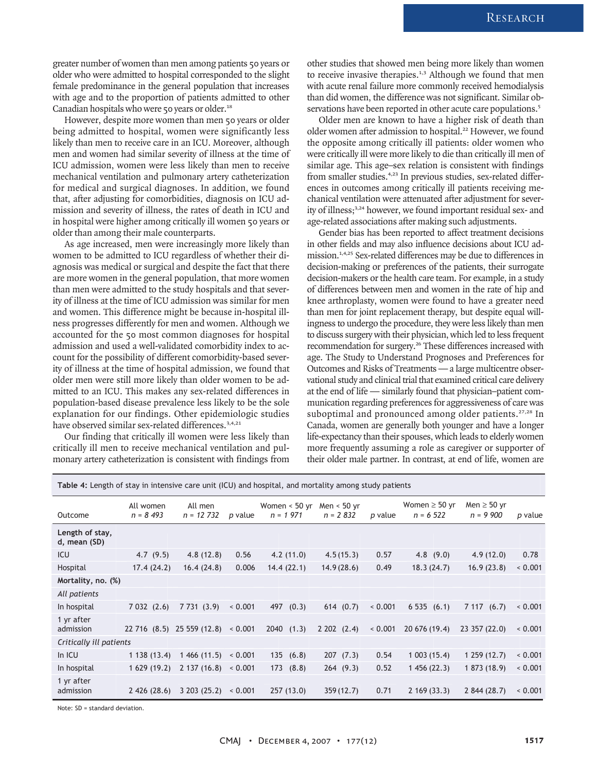greater number of women than men among patients 50 years or older who were admitted to hospital corresponded to the slight female predominance in the general population that increases with age and to the proportion of patients admitted to other Canadian hospitals who were 50 years or older.[18]

However, despite more women than men 50 years or older being admitted to hospital, women were significantly less likely than men to receive care in an ICU. Moreover, although men and women had similar severity of illness at the time of ICU admission, women were less likely than men to receive mechanical ventilation and pulmonary artery catheterization for medical and surgical diagnoses. In addition, we found that, after adjusting for comorbidities, diagnosis on ICU admission and severity of illness, the rates of death in ICU and in hospital were higher among critically ill women 50 years or older than among their male counterparts.

As age increased, men were increasingly more likely than women to be admitted to ICU regardless of whether their diagnosis was medical or surgical and despite the fact that there are more women in the general population, that more women than men were admitted to the study hospitals and that severity of illness at the time of ICU admission was similar for men and women. This difference might be because in-hospital illness progresses differently for men and women. Although we accounted for the 50 most common diagnoses for hospital admission and used a well-validated comorbidity index to account for the possibility of different comorbidity-based severity of illness at the time of hospital admission, we found that older men were still more likely than older women to be admitted to an ICU. This makes any sex-related differences in population-based disease prevalence less likely to be the sole explanation for our findings. Other epidemiologic studies have observed similar sex-related differences.[3,4,21]

Our finding that critically ill women were less likely than critically ill men to receive mechanical ventilation and pulmonary artery catheterization is consistent with findings from other studies that showed men being more likely than women to receive invasive therapies.[1,3] Although we found that men with acute renal failure more commonly received hemodialysis than did women, the difference was not significant. Similar observations have been reported in other acute care populations.[5]

Older men are known to have a higher risk of death than older women after admission to hospital.[22] However, we found the opposite among critically ill patients: older women who were critically ill were more likely to die than critically ill men of similar age. This age–sex relation is consistent with findings from smaller studies.[4,23] In previous studies, sex-related differences in outcomes among critically ill patients receiving mechanical ventilation were attenuated after adjustment for severity of illness;[3,24] however, we found important residual sex- and age-related associations after making such adjustments.

Gender bias has been reported to affect treatment decisions in other fields and may also influence decisions about ICU admission.[1,4,25] Sex-related differences may be due to differences in decision-making or preferences of the patients, their surrogate decision-makers or the health care team. For example, in a study of differences between men and women in the rate of hip and knee arthroplasty, women were found to have a greater need than men for joint replacement therapy, but despite equal willingness to undergo the procedure, they were less likely than men to discuss surgery with their physician, which led to less frequent recommendation for surgery.[26] These differences increased with age. The Study to Understand Prognoses and Preferences for Outcomes and Risks of Treatments — a large multicentre observational study and clinical trial that examined critical care delivery at the end of life — similarly found that physician–patient communication regarding preferences for aggressiveness of care was suboptimal and pronounced among older patients.[27,28] In Canada, women are generally both younger and have a longer life-expectancy than their spouses, which leads to elderly women more frequently assuming a role as caregiver or supporter of their older male partner. In contrast, at end of life, women are

**Table 4:** Length of stay in intensive care unit (ICU) and hospital, and mortality among study patients

| Outcome | All women $n$ = 8 493 | All men $n$ = 12 732 | $p$ value | Women < 50 yr $n$ = 1 971 | Men < 50 yr $n$ = 2 832 | $p$ value | Women ≥ 50 yr $n$ = 6 522 | Men ≥ 50 yr $n$ = 9 900 | $p$ value |
|---|---|---|---|---|---|---|---|---|---|
| **Length of stay, d, mean (SD)** | | | | | | | | | |
| ICU | 4.7 (9.5) | 4.8 (12.8) | 0.56 | 4.2 (11.0) | 4.5 (15.3) | 0.57 | 4.8 (9.0) | 4.9 (12.0) | 0.78 |
| Hospital | 17.4 (24.2) | 16.4 (24.8) | 0.006 | 14.4 (22.1) | 14.9 (28.6) | 0.49 | 18.3 (24.7) | 16.9 (23.8) | < 0.001 |
| **Mortality, no. (%)** | | | | | | | | | |
| *All patients* | | | | | | | | | |
| In hospital | 7 032 (2.6) | 7 731 (3.9) | < 0.001 | 497 (0.3) | 614 (0.7) | < 0.001 | 6 535 (6.1) | 7 117 (6.7) | < 0.001 |
| 1 yr after admission | 22 716 (8.5) | 25 559 (12.8) | < 0.001 | 2040 (1.3) | 2 202 (2.4) | < 0.001 | 20 676 (19.4) | 23 357 (22.0) | < 0.001 |
| *Critically ill patients* | | | | | | | | | |
| In ICU | 1 138 (13.4) | 1 466 (11.5) | < 0.001 | 135 (6.8) | 207 (7.3) | 0.54 | 1 003 (15.4) | 1 259 (12.7) | < 0.001 |
| In hospital | 1 629 (19.2) | 2 137 (16.8) | < 0.001 | 173 (8.8) | 264 (9.3) | 0.52 | 1 456 (22.3) | 1 873 (18.9) | < 0.001 |
| 1 yr after admission | 2 426 (28.6) | 3 203 (25.2) | < 0.001 | 257 (13.0) | 359 (12.7) | 0.71 | 2 169 (33.3) | 2 844 (28.7) | < 0.001 |

Note: SD = standard deviation.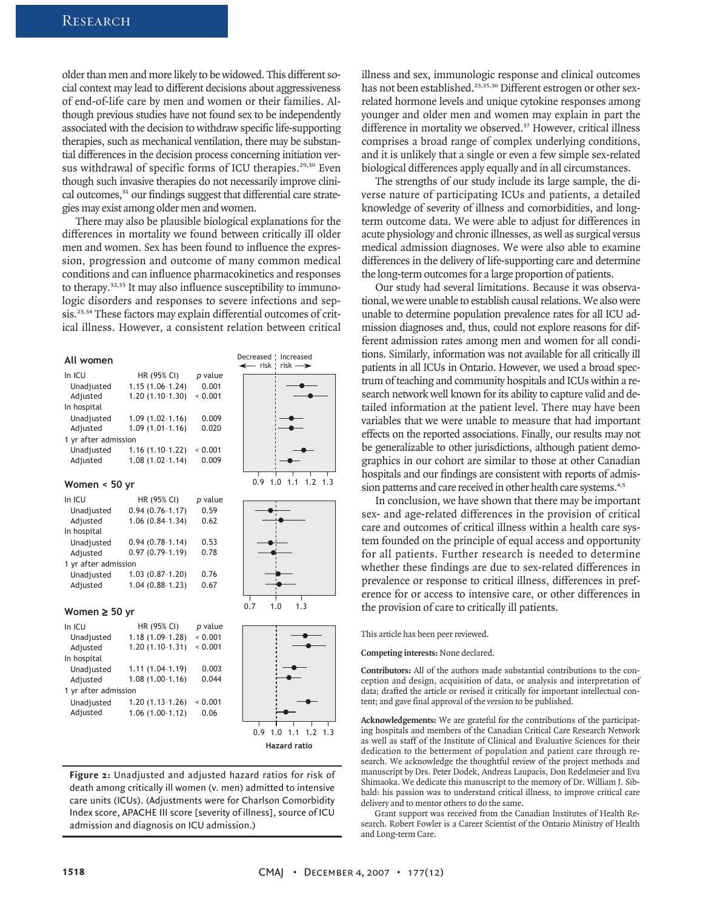older than men and more likely to be widowed. This different social context may lead to different decisions about aggressiveness of end-of-life care by men and women or their families. Although previous studies have not found sex to be independently associated with the decision to withdraw specific life-supporting therapies, such as mechanical ventilation, there may be substantial differences in the decision process concerning initiation versus withdrawal of specific forms of ICU therapies.[29,30] Even though such invasive therapies do not necessarily improve clinical outcomes,[31] our findings suggest that differential care strategies may exist among older men and women.

There may also be plausible biological explanations for the differences in mortality we found between critically ill older men and women. Sex has been found to influence the expression, progression and outcome of many common medical conditions and can influence pharmacokinetics and responses to therapy.[32,33] It may also influence susceptibility to immunologic disorders and responses to severe infections and sepsis.[23,34] These factors may explain differential outcomes of critical illness. However, a consistent relation between critical illness and sex, immunologic response and clinical outcomes has not been established.[23,35,36] Different estrogen or other sex-related hormone levels and unique cytokine responses among younger and older men and women may explain in part the difference in mortality we observed.[37] However, critical illness comprises a broad range of complex underlying conditions, and it is unlikely that a single or even a few simple sex-related biological differences apply equally and in all circumstances.

The strengths of our study include its large sample, the diverse nature of participating ICUs and patients, a detailed knowledge of severity of illness and comorbidities, and long-term outcome data. We were able to adjust for differences in acute physiology and chronic illnesses, as well as surgical versus medical admission diagnoses. We were also able to examine differences in the delivery of life-supporting care and determine the long-term outcomes for a large proportion of patients.

Our study had several limitations. Because it was observational, we were unable to establish causal relations. We also were unable to determine population prevalence rates for all ICU admission diagnoses and, thus, could not explore reasons for different admission rates among men and women for all conditions. Similarly, information was not available for all critically ill patients in all ICUs in Ontario. However, we used a broad spectrum of teaching and community hospitals and ICUs within a research network well known for its ability to capture valid and detailed information at the patient level. There may have been variables that we were unable to measure that had important effects on the reported associations. Finally, our results may not be generalizable to other jurisdictions, although patient demographics in our cohort are similar to those at other Canadian hospitals and our findings are consistent with reports of admission patterns and care received in other health care systems.[4,5]

In conclusion, we have shown that there may be important sex- and age-related differences in the provision of critical care and outcomes of critical illness within a health care system founded on the principle of equal access and opportunity for all patients. Further research is needed to determine whether these findings are due to sex-related differences in prevalence or response to critical illness, differences in preference for or access to intensive care, or other differences in the provision of care to critically ill patients.

**All women**

| | HR (95% CI) | p value |
|---|---|---|
| In ICU | | |
| Unadjusted | 1.15 (1.06–1.24) | 0.001 |
| Adjusted | 1.20 (1.10–1.30) | < 0.001 |
| In hospital | | |
| Unadjusted | 1.09 (1.02–1.16) | 0.009 |
| Adjusted | 1.09 (1.01–1.16) | 0.020 |
| 1 yr after admission | | |
| Unadjusted | 1.16 (1.10–1.22) | < 0.001 |
| Adjusted | 1.08 (1.02–1.14) | 0.009 |

**Women < 50 yr**

| | HR (95% CI) | p value |
|---|---|---|
| In ICU | | |
| Unadjusted | 0.94 (0.76–1.17) | 0.59 |
| Adjusted | 1.06 (0.84–1.34) | 0.62 |
| In hospital | | |
| Unadjusted | 0.94 (0.78–1.14) | 0.53 |
| Adjusted | 0.97 (0.79–1.19) | 0.78 |
| 1 yr after admission | | |
| Unadjusted | 1.03 (0.87–1.20) | 0.76 |
| Adjusted | 1.04 (0.88–1.23) | 0.67 |

**Women ≥ 50 yr**

| | HR (95% CI) | p value |
|---|---|---|
| In ICU | | |
| Unadjusted | 1.18 (1.09–1.28) | < 0.001 |
| Adjusted | 1.20 (1.10–1.31) | < 0.001 |
| In hospital | | |
| Unadjusted | 1.11 (1.04–1.19) | 0.003 |
| Adjusted | 1.08 (1.00–1.16) | 0.044 |
| 1 yr after admission | | |
| Unadjusted | 1.20 (1.13–1.26) | < 0.001 |
| Adjusted | 1.06 (1.00–1.12) | 0.06 |

**Figure 2:** Unadjusted and adjusted hazard ratios for risk of death among critically ill women (v. men) admitted to intensive care units (ICUs). (Adjustments were for Charlson Comorbidity Index score, APACHE III score [severity of illness], source of ICU admission and diagnosis on ICU admission.)

This article has been peer reviewed.

**Competing interests:** None declared.

**Contributors:** All of the authors made substantial contributions to the conception and design, acquisition of data, or analysis and interpretation of data; drafted the article or revised it critically for important intellectual content; and gave final approval of the version to be published.

**Acknowledgements:** We are grateful for the contributions of the participating hospitals and members of the Canadian Critical Care Research Network as well as staff of the Institute of Clinical and Evaluative Sciences for their dedication to the betterment of population and patient care through research. We acknowledge the thoughtful review of the project methods and manuscript by Drs. Peter Dodek, Andreas Laupacis, Don Redelmeier and Eva Shimaoka. We dedicate this manuscript to the memory of Dr. William J. Sibbald: his passion was to understand critical illness, to improve critical care delivery and to mentor others to do the same.

Grant support was received from the Canadian Institutes of Health Research. Robert Fowler is a Career Scientist of the Ontario Ministry of Health and Long-term Care.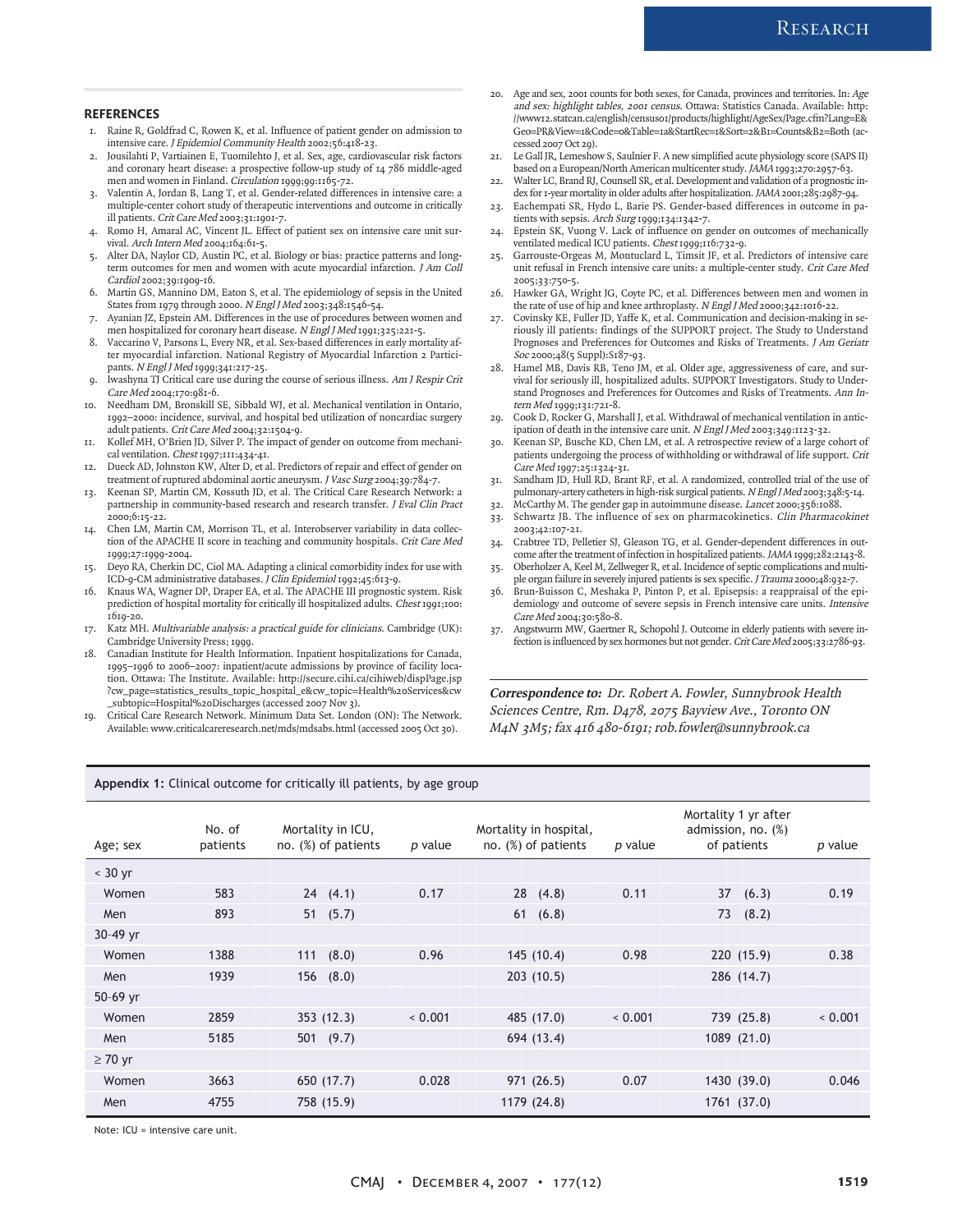## REFERENCES

1. Raine R, Goldfrad C, Rowen K, et al. Influence of patient gender on admission to intensive care. *J Epidemiol Community Health* 2002;56:418-23.
2. Jousilahti P, Vartiainen E, Tuomilehto J, et al. Sex, age, cardiovascular risk factors and coronary heart disease: a prospective follow-up study of 14 786 middle-aged men and women in Finland. *Circulation* 1999;99:1165-72.
3. Valentin A, Jordan B, Lang T, et al. Gender-related differences in intensive care: a multiple-center cohort study of therapeutic interventions and outcome in critically ill patients. *Crit Care Med* 2003;31:1901-7.
4. Romo H, Amaral AC, Vincent JL. Effect of patient sex on intensive care unit survival. *Arch Intern Med* 2004;164:61-5.
5. Alter DA, Naylor CD, Austin PC, et al. Biology or bias: practice patterns and long-term outcomes for men and women with acute myocardial infarction. *J Am Coll Cardiol* 2002;39:1909-16.
6. Martin GS, Mannino DM, Eaton S, et al. The epidemiology of sepsis in the United States from 1979 through 2000. *N Engl J Med* 2003;348:1546-54.
7. Ayanian JZ, Epstein AM. Differences in the use of procedures between women and men hospitalized for coronary heart disease. *N Engl J Med* 1991;325:221-5.
8. Vaccarino V, Parsons L, Every NR, et al. Sex-based differences in early mortality after myocardial infarction. National Registry of Myocardial Infarction 2 Participants. *N Engl J Med* 1999;341:217-25.
9. Iwashyna TJ Critical care use during the course of serious illness. *Am J Respir Crit Care Med* 2004;170:981-6.
10. Needham DM, Bronskill SE, Sibbald WJ, et al. Mechanical ventilation in Ontario, 1992–2000: incidence, survival, and hospital bed utilization of noncardiac surgery adult patients. *Crit Care Med* 2004;32:1504-9.
11. Kollef MH, O'Brien JD, Silver P. The impact of gender on outcome from mechanical ventilation. *Chest* 1997;111:434-41.
12. Dueck AD, Johnston KW, Alter D, et al. Predictors of repair and effect of gender on treatment of ruptured abdominal aortic aneurysm. *J Vasc Surg* 2004;39:784-7.
13. Keenan SP, Martin CM, Kossuth JD, et al. The Critical Care Research Network: a partnership in community-based research and research transfer. *J Eval Clin Pract* 2000;6:15-22.
14. Chen LM, Martin CM, Morrison TL, et al. Interobserver variability in data collection of the APACHE II score in teaching and community hospitals. *Crit Care Med* 1999;27:1999-2004.
15. Deyo RA, Cherkin DC, Ciol MA. Adapting a clinical comorbidity index for use with ICD-9-CM administrative databases. *J Clin Epidemiol* 1992;45:613-9.
16. Knaus WA, Wagner DP, Draper EA, et al. The APACHE III prognostic system. Risk prediction of hospital mortality for critically ill hospitalized adults. *Chest* 1991;100:1619-20.
17. Katz MH. *Multivariable analysis: a practical guide for clinicians*. Cambridge (UK): Cambridge University Press; 1999.
18. Canadian Institute for Health Information. Inpatient hospitalizations for Canada, 1995–1996 to 2006–2007: inpatient/acute admissions by province of facility location. Ottawa: The Institute. Available: http://secure.cihi.ca/cihiweb/dispPage.jsp?cw_page=statistics_results_topic_hospital_e&cw_topic=Health%20Services&cw_subtopic=Hospital%20Discharges (accessed 2007 Nov 3).
19. Critical Care Research Network. Minimum Data Set. London (ON): The Network. Available: www.criticalcareresearch.net/mds/mdsabs.html (accessed 2005 Oct 30).
20. Age and sex, 2001 counts for both sexes, for Canada, provinces and territories. In: *Age and sex: highlight tables, 2001 census*. Ottawa: Statistics Canada. Available: http://www12.statcan.ca/english/census01/products/highlight/AgeSex/Page.cfm?Lang=E&Geo=PR&View=1&Code=0&Table=1a&StartRec=1&Sort=2&B1=Counts&B2=Both (accessed 2007 Oct 29).
21. Le Gall JR, Lemeshow S, Saulnier F. A new simplified acute physiology score (SAPS II) based on a European/North American multicenter study. *JAMA* 1993;270:2957-63.
22. Walter LC, Brand RJ, Counsell SR, et al. Development and validation of a prognostic index for 1-year mortality in older adults after hospitalization. *JAMA* 2001;285:2987-94.
23. Eachempati SR, Hydo L, Barie PS. Gender-based differences in outcome in patients with sepsis. *Arch Surg* 1999;134:1342-7.
24. Epstein SK, Vuong V. Lack of influence on gender on outcomes of mechanically ventilated medical ICU patients. *Chest* 1999;116:732-9.
25. Garrouste-Orgeas M, Montuclard L, Timsit JF, et al. Predictors of intensive care unit refusal in French intensive care units: a multiple-center study. *Crit Care Med* 2005;33:750-5.
26. Hawker GA, Wright JG, Coyte PC, et al. Differences between men and women in the rate of use of hip and knee arthroplasty. *N Engl J Med* 2000;342:1016-22.
27. Covinsky KE, Fuller JD, Yaffe K, et al. Communication and decision-making in seriously ill patients: findings of the SUPPORT project. The Study to Understand Prognoses and Preferences for Outcomes and Risks of Treatments. *J Am Geriatr Soc* 2000;48(5 Suppl):S187-93.
28. Hamel MB, Davis RB, Teno JM, et al. Older age, aggressiveness of care, and survival for seriously ill, hospitalized adults. SUPPORT Investigators. Study to Understand Prognoses and Preferences for Outcomes and Risks of Treatments. *Ann Intern Med* 1999;131:721-8.
29. Cook D, Rocker G, Marshall J, et al. Withdrawal of mechanical ventilation in anticipation of death in the intensive care unit. *N Engl J Med* 2003;349:1123-32.
30. Keenan SP, Busche KD, Chen LM, et al. A retrospective review of a large cohort of patients undergoing the process of withholding or withdrawal of life support. *Crit Care Med* 1997;25:1324-31.
31. Sandham JD, Hull RD, Brant RF, et al. A randomized, controlled trial of the use of pulmonary-artery catheters in high-risk surgical patients. *N Engl J Med* 2003;348:5-14.
32. McCarthy M. The gender gap in autoimmune disease. *Lancet* 2000;356:1088.
33. Schwartz JB. The influence of sex on pharmacokinetics. *Clin Pharmacokinet* 2003;42:107-21.
34. Crabtree TD, Pelletier SJ, Gleason TG, et al. Gender-dependent differences in outcome after the treatment of infection in hospitalized patients. *JAMA* 1999;282:2143-8.
35. Oberholzer A, Keel M, Zellweger R, et al. Incidence of septic complications and multiple organ failure in severely injured patients is sex specific. *J Trauma* 2000;48:932-7.
36. Brun-Buisson C, Meshaka P, Pinton P, et al. Episepsis: a reappraisal of the epidemiology and outcome of severe sepsis in French intensive care units. *Intensive Care Med* 2004;30:580-8.
37. Angstwurm MW, Gaertner R, Schopohl J. Outcome in elderly patients with severe infection is influenced by sex hormones but not gender. *Crit Care Med* 2005;33:2786-93.

***Correspondence to:** Dr. Robert A. Fowler, Sunnybrook Health Sciences Centre, Rm. D478, 2075 Bayview Ave., Toronto ON M4N 3M5; fax 416 480-6191; rob.fowler@sunnybrook.ca*

**Appendix 1:** Clinical outcome for critically ill patients, by age group

| Age; sex | No. of patients | Mortality in ICU, no. (%) of patients | *p* value | Mortality in hospital, no. (%) of patients | *p* value | Mortality 1 yr after admission, no. (%) of patients | *p* value |
|---|---|---|---|---|---|---|---|
| < 30 yr | | | | | | | |
| Women | 583 | 24 (4.1) | 0.17 | 28 (4.8) | 0.11 | 37 (6.3) | 0.19 |
| Men | 893 | 51 (5.7) | | 61 (6.8) | | 73 (8.2) | |
| 30–49 yr | | | | | | | |
| Women | 1388 | 111 (8.0) | 0.96 | 145 (10.4) | 0.98 | 220 (15.9) | 0.38 |
| Men | 1939 | 156 (8.0) | | 203 (10.5) | | 286 (14.7) | |
| 50–69 yr | | | | | | | |
| Women | 2859 | 353 (12.3) | < 0.001 | 485 (17.0) | < 0.001 | 739 (25.8) | < 0.001 |
| Men | 5185 | 501 (9.7) | | 694 (13.4) | | 1089 (21.0) | |
| ≥ 70 yr | | | | | | | |
| Women | 3663 | 650 (17.7) | 0.028 | 971 (26.5) | 0.07 | 1430 (39.0) | 0.046 |
| Men | 4755 | 758 (15.9) | | 1179 (24.8) | | 1761 (37.0) | |

Note: ICU = intensive care unit.